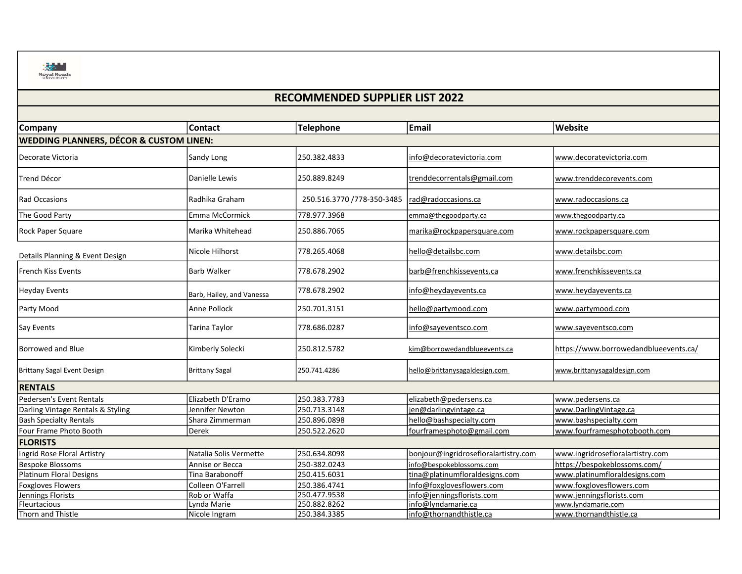# RECOMMENDED SUPPLIER LIST 2022

| Company | Contact | Telephone | Email | Website |
|---|---|---|---|---|
| **WEDDING PLANNERS, DÉCOR & CUSTOM LINEN:** | | | | |
| Decorate Victoria | Sandy Long | 250.382.4833 | info@decoratevictoria.com | www.decoratevictoria.com |
| Trend Décor | Danielle Lewis | 250.889.8249 | trenddecorrentals@gmail.com | www.trenddecorevents.com |
| Rad Occasions | Radhika Graham | 250.516.3770 /778-350-3485 | rad@radoccasions.ca | www.radoccasions.ca |
| The Good Party | Emma McCormick | 778.977.3968 | emma@thegoodparty.ca | www.thegoodparty.ca |
| Rock Paper Square | Marika Whitehead | 250.886.7065 | marika@rockpapersquare.com | www.rockpapersquare.com |
| Details Planning & Event Design | Nicole Hilhorst | 778.265.4068 | hello@detailsbc.com | www.detailsbc.com |
| French Kiss Events | Barb Walker | 778.678.2902 | barb@frenchkissevents.ca | www.frenchkissevents.ca |
| Heyday Events | Barb, Hailey, and Vanessa | 778.678.2902 | info@heydayevents.ca | www.heydayevents.ca |
| Party Mood | Anne Pollock | 250.701.3151 | hello@partymood.com | www.partymood.com |
| Say Events | Tarina Taylor | 778.686.0287 | info@sayeventsco.com | www.sayeventsco.com |
| Borrowed and Blue | Kimberly Solecki | 250.812.5782 | kim@borrowedandblueevents.ca | https://www.borrowedandblueevents.ca/ |
| Brittany Sagal Event Design | Brittany Sagal | 250.741.4286 | hello@brittanysagaldesign.com | www.brittanysagaldesign.com |
| **RENTALS** | | | | |
| Pedersen's Event Rentals | Elizabeth D'Eramo | 250.383.7783 | elizabeth@pedersens.ca | www.pedersens.ca |
| Darling Vintage Rentals & Styling | Jennifer Newton | 250.713.3148 | jen@darlingvintage.ca | www.DarlingVintage.ca |
| Bash Specialty Rentals | Shara Zimmerman | 250.896.0898 | hello@bashspecialty.com | www.bashspecialty.com |
| Four Frame Photo Booth | Derek | 250.522.2620 | fourframesphoto@gmail.com | www.fourframesphotobooth.com |
| **FLORISTS** | | | | |
| Ingrid Rose Floral Artistry | Natalia Solis Vermette | 250.634.8098 | bonjour@ingridrosefloralartistry.com | www.ingridrosefloralartistry.com |
| Bespoke Blossoms | Annise or Becca | 250-382.0243 | info@bespokeblossoms.com | https://bespokeblossoms.com/ |
| Platinum Floral Designs | Tina Barabonoff | 250.415.6031 | tina@platinumfloraldesigns.com | www.platinumfloraldesigns.com |
| Foxgloves Flowers | Colleen O'Farrell | 250.386.4741 | Info@foxglovesflowers.com | www.foxglovesflowers.com |
| Jennings Florists | Rob or Waffa | 250.477.9538 | info@jenningsflorists.com | www.jenningsflorists.com |
| Fleurtacious | Lynda Marie | 250.882.8262 | info@lyndamarie.ca | www.lyndamarie.com |
| Thorn and Thistle | Nicole Ingram | 250.384.3385 | info@thornandthistle.ca | www.thornandthistle.ca |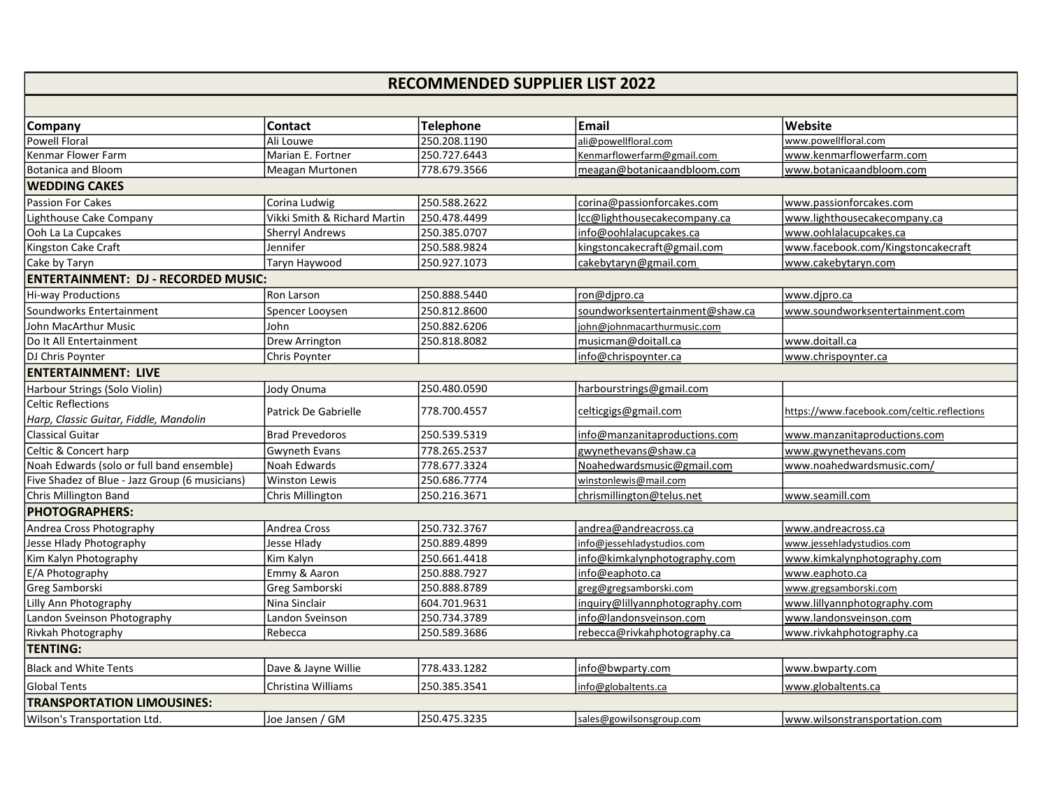# RECOMMENDED SUPPLIER LIST 2022

| Company | Contact | Telephone | Email | Website |
|---|---|---|---|---|
| Powell Floral | Ali Louwe | 250.208.1190 | ali@powellfloral.com | www.powellfloral.com |
| Kenmar Flower Farm | Marian E. Fortner | 250.727.6443 | Kenmarflowerfarm@gmail.com | www.kenmarflowerfarm.com |
| Botanica and Bloom | Meagan Murtonen | 778.679.3566 | meagan@botanicaandbloom.com | www.botanicaandbloom.com |
| **WEDDING CAKES** | | | | |
| Passion For Cakes | Corina Ludwig | 250.588.2622 | corina@passionforcakes.com | www.passionforcakes.com |
| Lighthouse Cake Company | Vikki Smith & Richard Martin | 250.478.4499 | lcc@lighthousecakecompany.ca | www.lighthousecakecompany.ca |
| Ooh La La Cupcakes | Sherryl Andrews | 250.385.0707 | info@oohlalacupcakes.ca | www.oohlalacupcakes.ca |
| Kingston Cake Craft | Jennifer | 250.588.9824 | kingstoncakecraft@gmail.com | www.facebook.com/Kingstoncakecraft |
| Cake by Taryn | Taryn Haywood | 250.927.1073 | cakebytaryn@gmail.com | www.cakebytaryn.com |
| **ENTERTAINMENT: DJ - RECORDED MUSIC:** | | | | |
| Hi-way Productions | Ron Larson | 250.888.5440 | ron@djpro.ca | www.djpro.ca |
| Soundworks Entertainment | Spencer Looysen | 250.812.8600 | soundworksentertainment@shaw.ca | www.soundworksentertainment.com |
| John MacArthur Music | John | 250.882.6206 | john@johnmacarthurmusic.com | |
| Do It All Entertainment | Drew Arrington | 250.818.8082 | musicman@doitall.ca | www.doitall.ca |
| DJ Chris Poynter | Chris Poynter | | info@chrispoynter.ca | www.chrispoynter.ca |
| **ENTERTAINMENT: LIVE** | | | | |
| Harbour Strings (Solo Violin) | Jody Onuma | 250.480.0590 | harbourstrings@gmail.com | |
| Celtic Reflections *Harp, Classic Guitar, Fiddle, Mandolin* | Patrick De Gabrielle | 778.700.4557 | celticgigs@gmail.com | https://www.facebook.com/celtic.reflections |
| Classical Guitar | Brad Prevedoros | 250.539.5319 | info@manzanitaproductions.com | www.manzanitaproductions.com |
| Celtic & Concert harp | Gwyneth Evans | 778.265.2537 | gwynethevans@shaw.ca | www.gwynethevans.com |
| Noah Edwards (solo or full band ensemble) | Noah Edwards | 778.677.3324 | Noahedwardsmusic@gmail.com | www.noahedwardsmusic.com/ |
| Five Shadez of Blue - Jazz Group (6 musicians) | Winston Lewis | 250.686.7774 | winstonlewis@mail.com | |
| Chris Millington Band | Chris Millington | 250.216.3671 | chrismillington@telus.net | www.seamill.com |
| **PHOTOGRAPHERS:** | | | | |
| Andrea Cross Photography | Andrea Cross | 250.732.3767 | andrea@andreacross.ca | www.andreacross.ca |
| Jesse Hlady Photography | Jesse Hlady | 250.889.4899 | info@jessehladystudios.com | www.jessehladystudios.com |
| Kim Kalyn Photography | Kim Kalyn | 250.661.4418 | info@kimkalynphotography.com | www.kimkalynphotography.com |
| E/A Photography | Emmy & Aaron | 250.888.7927 | info@eaphoto.ca | www.eaphoto.ca |
| Greg Samborski | Greg Samborski | 250.888.8789 | greg@gregsamborski.com | www.gregsamborski.com |
| Lilly Ann Photography | Nina Sinclair | 604.701.9631 | inquiry@lillyannphotography.com | www.lillyannphotography.com |
| Landon Sveinson Photography | Landon Sveinson | 250.734.3789 | info@landonsveinson.com | www.landonsveinson.com |
| Rivkah Photography | Rebecca | 250.589.3686 | rebecca@rivkahphotography.ca | www.rivkahphotography.ca |
| **TENTING:** | | | | |
| Black and White Tents | Dave & Jayne Willie | 778.433.1282 | info@bwparty.com | www.bwparty.com |
| Global Tents | Christina Williams | 250.385.3541 | info@globaltents.ca | www.globaltents.ca |
| **TRANSPORTATION LIMOUSINES:** | | | | |
| Wilson's Transportation Ltd. | Joe Jansen / GM | 250.475.3235 | sales@gowilsonsgroup.com | www.wilsonstransportation.com |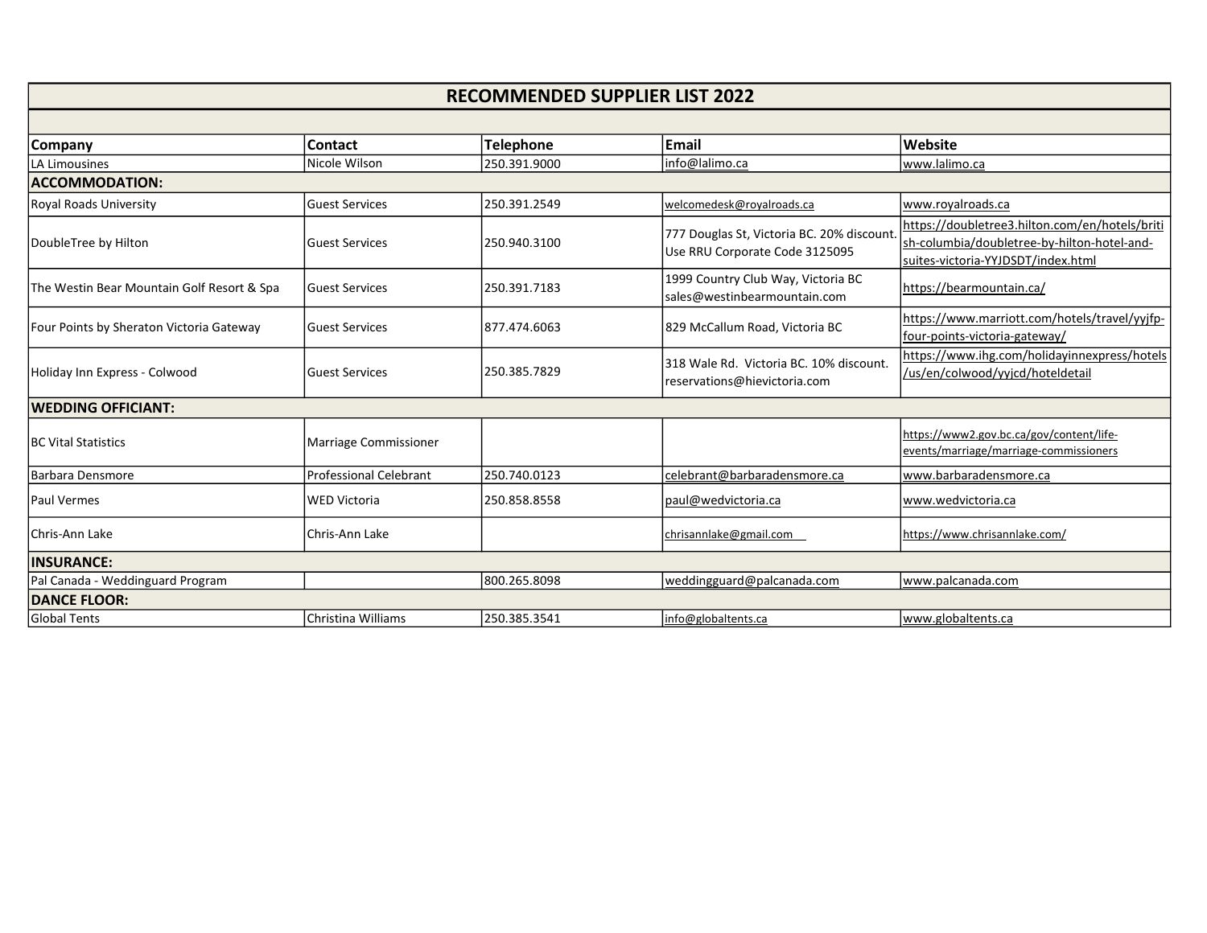# RECOMMENDED SUPPLIER LIST 2022

| Company | Contact | Telephone | Email | Website |
| --- | --- | --- | --- | --- |
| LA Limousines | Nicole Wilson | 250.391.9000 | info@lalimo.ca | www.lalimo.ca |
| **ACCOMMODATION:** | | | | |
| Royal Roads University | Guest Services | 250.391.2549 | welcomedesk@royalroads.ca | www.royalroads.ca |
| DoubleTree by Hilton | Guest Services | 250.940.3100 | 777 Douglas St, Victoria BC. 20% discount. Use RRU Corporate Code 3125095 | https://doubletree3.hilton.com/en/hotels/british-columbia/doubletree-by-hilton-hotel-and-suites-victoria-YYJDSDT/index.html |
| The Westin Bear Mountain Golf Resort & Spa | Guest Services | 250.391.7183 | 1999 Country Club Way, Victoria BC sales@westinbearmountain.com | https://bearmountain.ca/ |
| Four Points by Sheraton Victoria Gateway | Guest Services | 877.474.6063 | 829 McCallum Road, Victoria BC | https://www.marriott.com/hotels/travel/yyjfp-four-points-victoria-gateway/ |
| Holiday Inn Express - Colwood | Guest Services | 250.385.7829 | 318 Wale Rd. Victoria BC. 10% discount. reservations@hievictoria.com | https://www.ihg.com/holidayinnexpress/hotels/us/en/colwood/yyjcd/hoteldetail |
| **WEDDING OFFICIANT:** | | | | |
| BC Vital Statistics | Marriage Commissioner | | | https://www2.gov.bc.ca/gov/content/life-events/marriage/marriage-commissioners |
| Barbara Densmore | Professional Celebrant | 250.740.0123 | celebrant@barbaradensmore.ca | www.barbaradensmore.ca |
| Paul Vermes | WED Victoria | 250.858.8558 | paul@wedvictoria.ca | www.wedvictoria.ca |
| Chris-Ann Lake | Chris-Ann Lake | | chrisannlake@gmail.com | https://www.chrisannlake.com/ |
| **INSURANCE:** | | | | |
| Pal Canada - Weddinguard Program | | 800.265.8098 | weddingguard@palcanada.com | www.palcanada.com |
| **DANCE FLOOR:** | | | | |
| Global Tents | Christina Williams | 250.385.3541 | info@globaltents.ca | www.globaltents.ca |